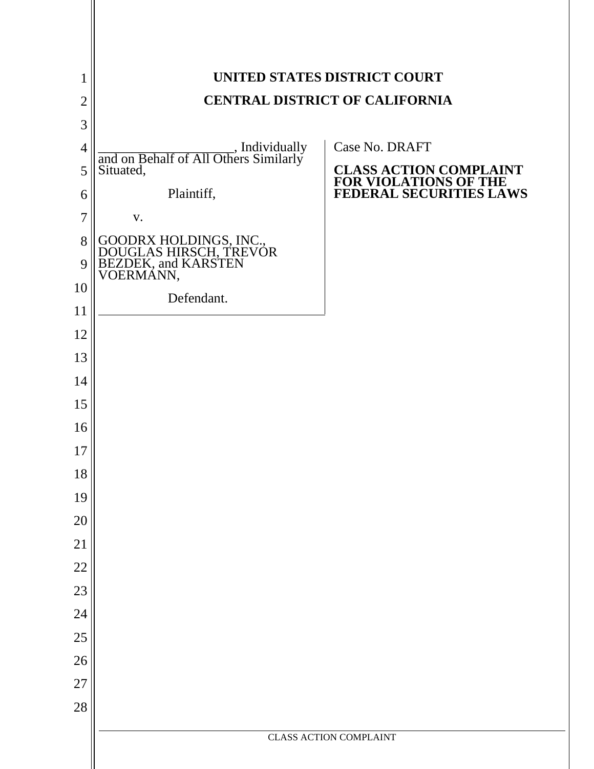**UNITED STATES DISTRICT COURT**

**CENTRAL DISTRICT OF CALIFORNIA**

____________________, Individually and on Behalf of All Others Similarly Situated,

Plaintiff,

v.

GOODRX HOLDINGS, INC., DOUGLAS HIRSCH, TREVOR BEZDEK, and KARSTEN VOERMANN,

Defendant.

Case No. DRAFT

**CLASS ACTION COMPLAINT FOR VIOLATIONS OF THE FEDERAL SECURITIES LAWS**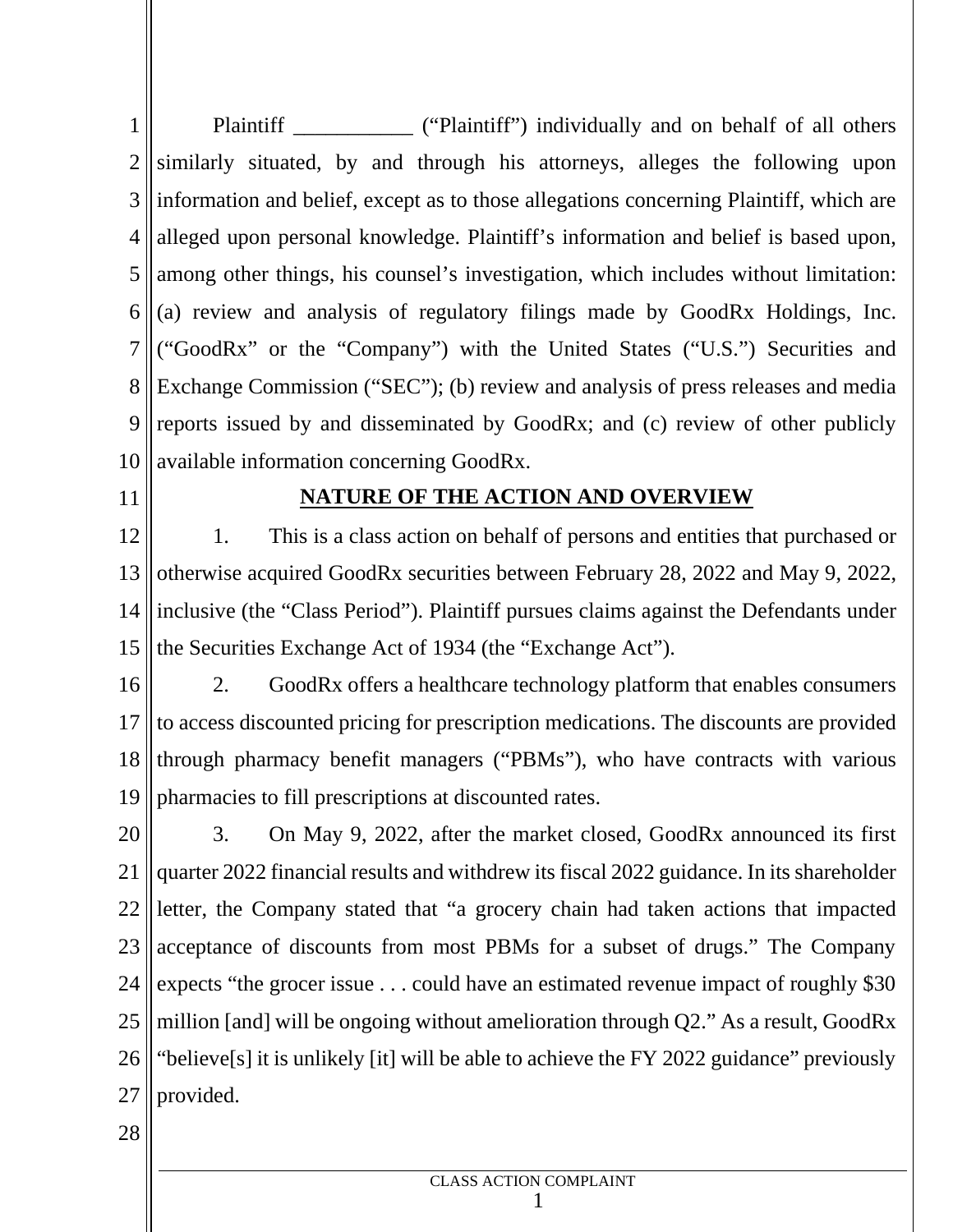Plaintiff ___________ ("Plaintiff") individually and on behalf of all others similarly situated, by and through his attorneys, alleges the following upon information and belief, except as to those allegations concerning Plaintiff, which are alleged upon personal knowledge. Plaintiff's information and belief is based upon, among other things, his counsel's investigation, which includes without limitation: (a) review and analysis of regulatory filings made by GoodRx Holdings, Inc. ("GoodRx" or the "Company") with the United States ("U.S.") Securities and Exchange Commission ("SEC"); (b) review and analysis of press releases and media reports issued by and disseminated by GoodRx; and (c) review of other publicly available information concerning GoodRx.

## NATURE OF THE ACTION AND OVERVIEW

1. This is a class action on behalf of persons and entities that purchased or otherwise acquired GoodRx securities between February 28, 2022 and May 9, 2022, inclusive (the "Class Period"). Plaintiff pursues claims against the Defendants under the Securities Exchange Act of 1934 (the "Exchange Act").

2. GoodRx offers a healthcare technology platform that enables consumers to access discounted pricing for prescription medications. The discounts are provided through pharmacy benefit managers ("PBMs"), who have contracts with various pharmacies to fill prescriptions at discounted rates.

3. On May 9, 2022, after the market closed, GoodRx announced its first quarter 2022 financial results and withdrew its fiscal 2022 guidance. In its shareholder letter, the Company stated that "a grocery chain had taken actions that impacted acceptance of discounts from most PBMs for a subset of drugs." The Company expects "the grocer issue . . . could have an estimated revenue impact of roughly $30 million [and] will be ongoing without amelioration through Q2." As a result, GoodRx "believe[s] it is unlikely [it] will be able to achieve the FY 2022 guidance" previously provided.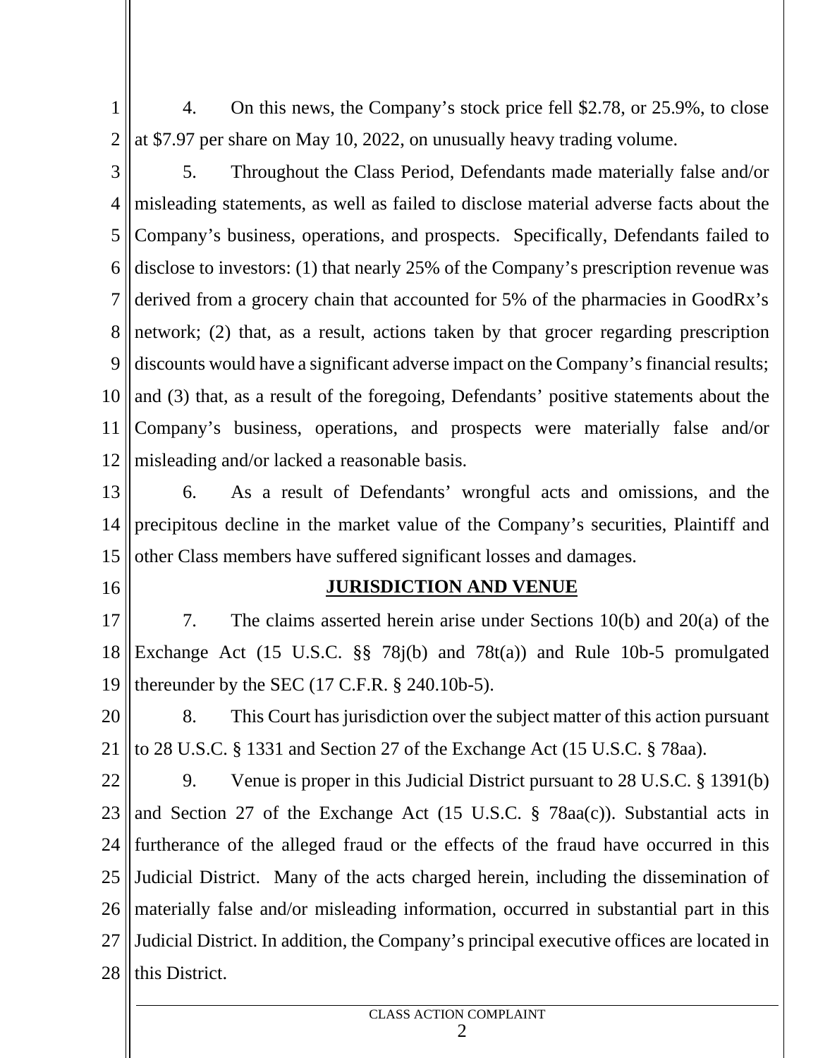4. On this news, the Company's stock price fell $2.78, or 25.9%, to close at $7.97 per share on May 10, 2022, on unusually heavy trading volume.

5. Throughout the Class Period, Defendants made materially false and/or misleading statements, as well as failed to disclose material adverse facts about the Company's business, operations, and prospects. Specifically, Defendants failed to disclose to investors: (1) that nearly 25% of the Company's prescription revenue was derived from a grocery chain that accounted for 5% of the pharmacies in GoodRx's network; (2) that, as a result, actions taken by that grocer regarding prescription discounts would have a significant adverse impact on the Company's financial results; and (3) that, as a result of the foregoing, Defendants' positive statements about the Company's business, operations, and prospects were materially false and/or misleading and/or lacked a reasonable basis.

6. As a result of Defendants' wrongful acts and omissions, and the precipitous decline in the market value of the Company's securities, Plaintiff and other Class members have suffered significant losses and damages.

## JURISDICTION AND VENUE

7. The claims asserted herein arise under Sections 10(b) and 20(a) of the Exchange Act (15 U.S.C. §§ 78j(b) and 78t(a)) and Rule 10b-5 promulgated thereunder by the SEC (17 C.F.R. § 240.10b-5).

8. This Court has jurisdiction over the subject matter of this action pursuant to 28 U.S.C. § 1331 and Section 27 of the Exchange Act (15 U.S.C. § 78aa).

9. Venue is proper in this Judicial District pursuant to 28 U.S.C. § 1391(b) and Section 27 of the Exchange Act (15 U.S.C. § 78aa(c)). Substantial acts in furtherance of the alleged fraud or the effects of the fraud have occurred in this Judicial District. Many of the acts charged herein, including the dissemination of materially false and/or misleading information, occurred in substantial part in this Judicial District. In addition, the Company's principal executive offices are located in this District.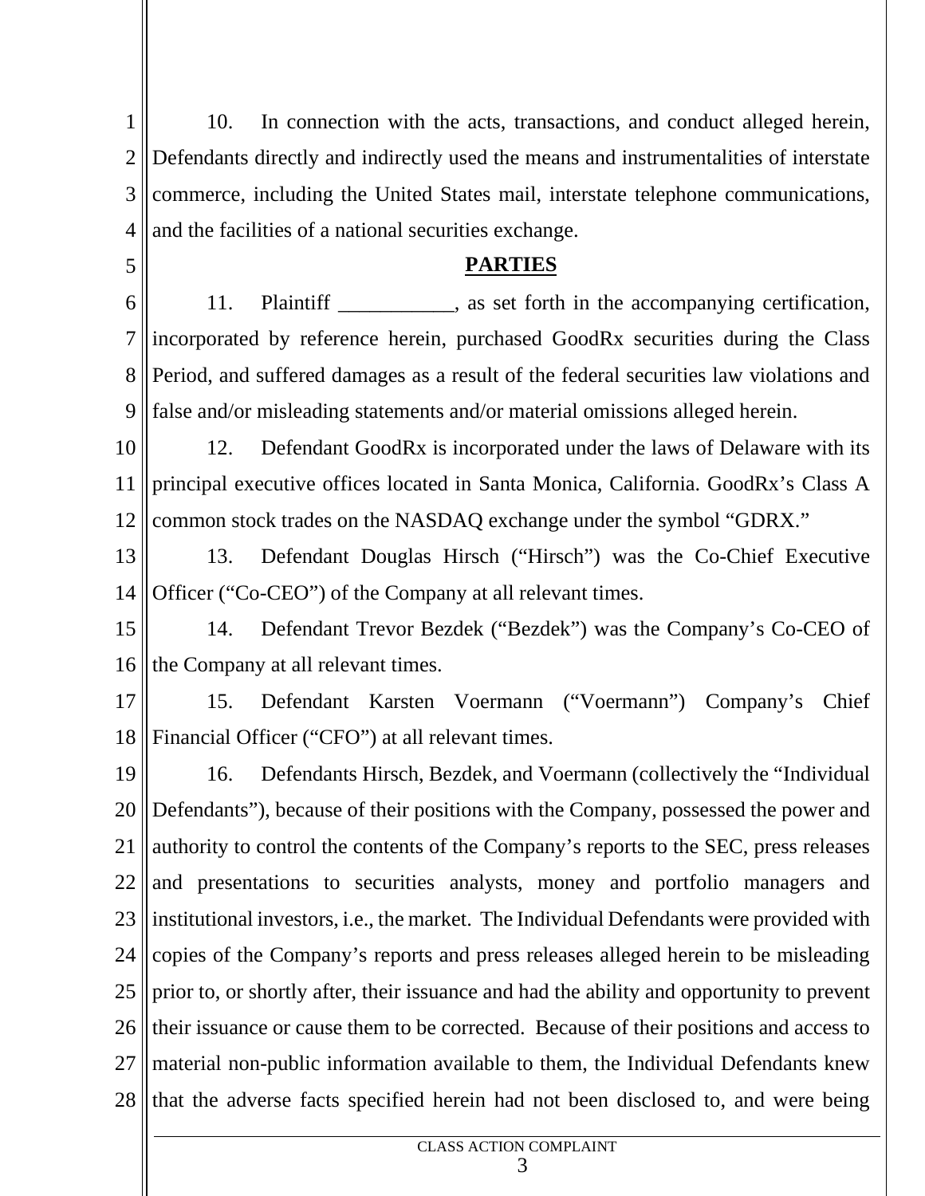10. In connection with the acts, transactions, and conduct alleged herein, Defendants directly and indirectly used the means and instrumentalities of interstate commerce, including the United States mail, interstate telephone communications, and the facilities of a national securities exchange.

## PARTIES

11. Plaintiff ___________, as set forth in the accompanying certification, incorporated by reference herein, purchased GoodRx securities during the Class Period, and suffered damages as a result of the federal securities law violations and false and/or misleading statements and/or material omissions alleged herein.

12. Defendant GoodRx is incorporated under the laws of Delaware with its principal executive offices located in Santa Monica, California. GoodRx's Class A common stock trades on the NASDAQ exchange under the symbol "GDRX."

13. Defendant Douglas Hirsch ("Hirsch") was the Co-Chief Executive Officer ("Co-CEO") of the Company at all relevant times.

14. Defendant Trevor Bezdek ("Bezdek") was the Company's Co-CEO of the Company at all relevant times.

15. Defendant Karsten Voermann ("Voermann") Company's Chief Financial Officer ("CFO") at all relevant times.

16. Defendants Hirsch, Bezdek, and Voermann (collectively the "Individual Defendants"), because of their positions with the Company, possessed the power and authority to control the contents of the Company's reports to the SEC, press releases and presentations to securities analysts, money and portfolio managers and institutional investors, i.e., the market. The Individual Defendants were provided with copies of the Company's reports and press releases alleged herein to be misleading prior to, or shortly after, their issuance and had the ability and opportunity to prevent their issuance or cause them to be corrected. Because of their positions and access to material non-public information available to them, the Individual Defendants knew that the adverse facts specified herein had not been disclosed to, and were being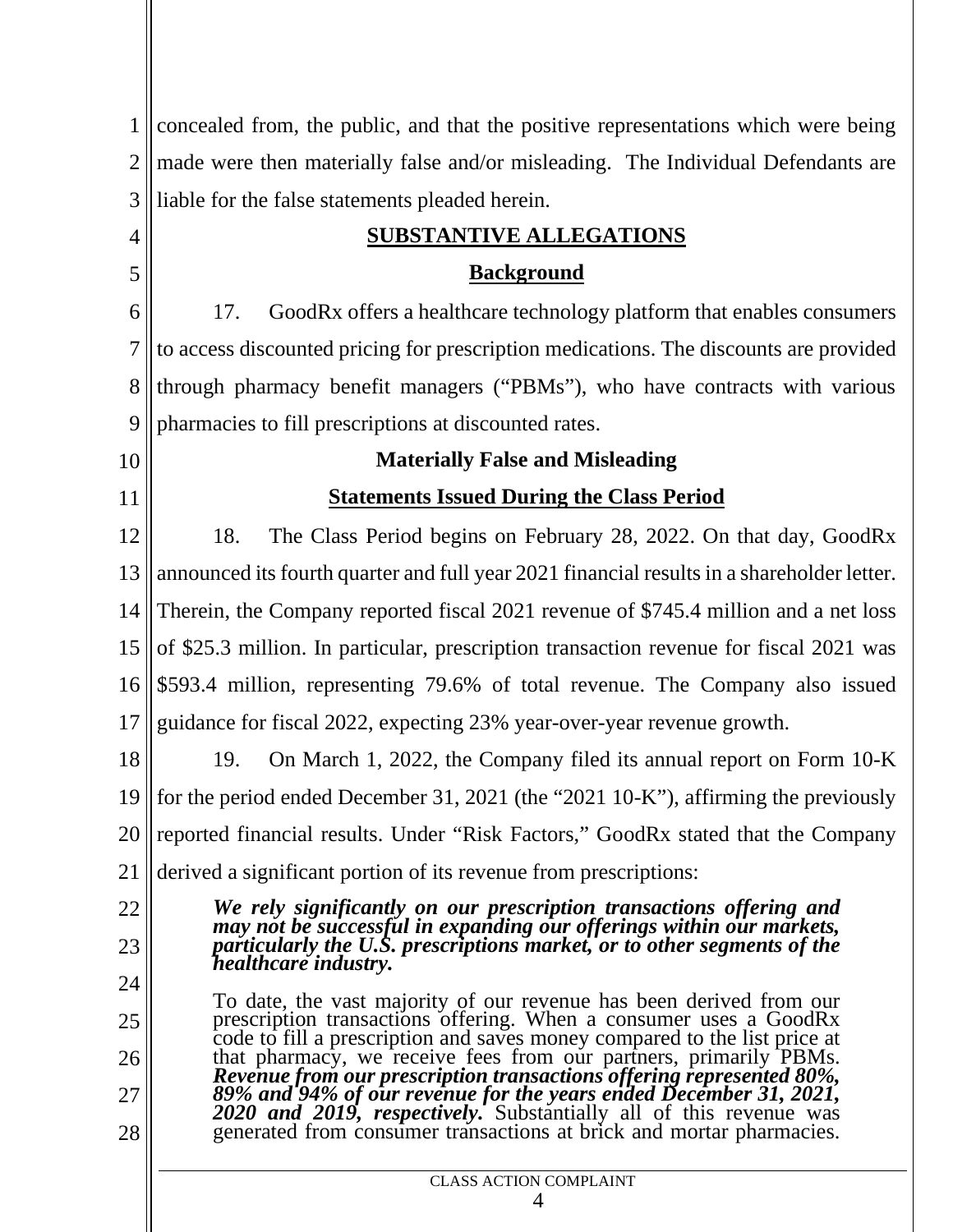concealed from, the public, and that the positive representations which were being made were then materially false and/or misleading. The Individual Defendants are liable for the false statements pleaded herein.

## SUBSTANTIVE ALLEGATIONS

### Background

17. GoodRx offers a healthcare technology platform that enables consumers to access discounted pricing for prescription medications. The discounts are provided through pharmacy benefit managers ("PBMs"), who have contracts with various pharmacies to fill prescriptions at discounted rates.

### Materially False and Misleading Statements Issued During the Class Period

18. The Class Period begins on February 28, 2022. On that day, GoodRx announced its fourth quarter and full year 2021 financial results in a shareholder letter. Therein, the Company reported fiscal 2021 revenue of $745.4 million and a net loss of $25.3 million. In particular, prescription transaction revenue for fiscal 2021 was $593.4 million, representing 79.6% of total revenue. The Company also issued guidance for fiscal 2022, expecting 23% year-over-year revenue growth.

19. On March 1, 2022, the Company filed its annual report on Form 10-K for the period ended December 31, 2021 (the "2021 10-K"), affirming the previously reported financial results. Under "Risk Factors," GoodRx stated that the Company derived a significant portion of its revenue from prescriptions:

> ***We rely significantly on our prescription transactions offering and may not be successful in expanding our offerings within our markets, particularly the U.S. prescriptions market, or to other segments of the healthcare industry.***
>
> To date, the vast majority of our revenue has been derived from our prescription transactions offering. When a consumer uses a GoodRx code to fill a prescription and saves money compared to the list price at that pharmacy, we receive fees from our partners, primarily PBMs. ***Revenue from our prescription transactions offering represented 80%, 89% and 94% of our revenue for the years ended December 31, 2021, 2020 and 2019, respectively.*** Substantially all of this revenue was generated from consumer transactions at brick and mortar pharmacies.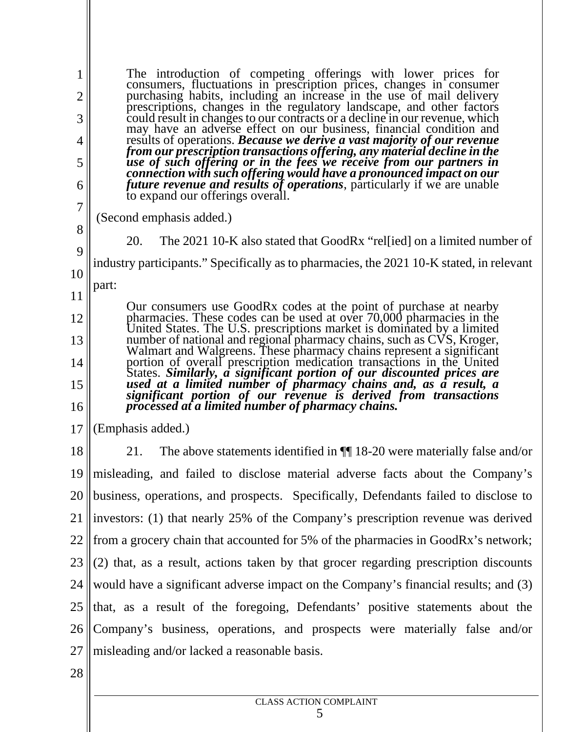> The introduction of competing offerings with lower prices for consumers, fluctuations in prescription prices, changes in consumer purchasing habits, including an increase in the use of mail delivery prescriptions, changes in the regulatory landscape, and other factors could result in changes to our contracts or a decline in our revenue, which may have an adverse effect on our business, financial condition and results of operations. ***Because we derive a vast majority of our revenue from our prescription transactions offering, any material decline in the use of such offering or in the fees we receive from our partners in connection with such offering would have a pronounced impact on our future revenue and results of operations***, particularly if we are unable to expand our offerings overall.

(Second emphasis added.)

20. The 2021 10-K also stated that GoodRx "rel[ied] on a limited number of industry participants." Specifically as to pharmacies, the 2021 10-K stated, in relevant part:

> Our consumers use GoodRx codes at the point of purchase at nearby pharmacies. These codes can be used at over 70,000 pharmacies in the United States. The U.S. prescriptions market is dominated by a limited number of national and regional pharmacy chains, such as CVS, Kroger, Walmart and Walgreens. These pharmacy chains represent a significant portion of overall prescription medication transactions in the United States. ***Similarly, a significant portion of our discounted prices are used at a limited number of pharmacy chains and, as a result, a significant portion of our revenue is derived from transactions processed at a limited number of pharmacy chains.***

(Emphasis added.)

21. The above statements identified in ¶¶ 18-20 were materially false and/or misleading, and failed to disclose material adverse facts about the Company's business, operations, and prospects. Specifically, Defendants failed to disclose to investors: (1) that nearly 25% of the Company's prescription revenue was derived from a grocery chain that accounted for 5% of the pharmacies in GoodRx's network; (2) that, as a result, actions taken by that grocer regarding prescription discounts would have a significant adverse impact on the Company's financial results; and (3) that, as a result of the foregoing, Defendants' positive statements about the Company's business, operations, and prospects were materially false and/or misleading and/or lacked a reasonable basis.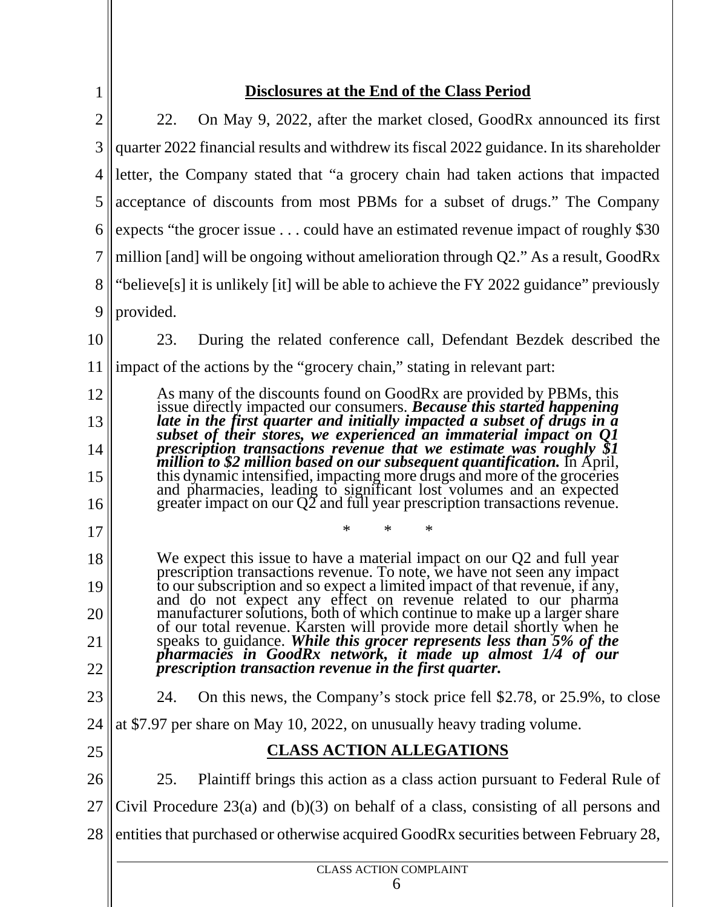## Disclosures at the End of the Class Period

22. On May 9, 2022, after the market closed, GoodRx announced its first quarter 2022 financial results and withdrew its fiscal 2022 guidance. In its shareholder letter, the Company stated that "a grocery chain had taken actions that impacted acceptance of discounts from most PBMs for a subset of drugs." The Company expects "the grocer issue . . . could have an estimated revenue impact of roughly $30 million [and] will be ongoing without amelioration through Q2." As a result, GoodRx "believe[s] it is unlikely [it] will be able to achieve the FY 2022 guidance" previously provided.

23. During the related conference call, Defendant Bezdek described the impact of the actions by the "grocery chain," stating in relevant part:

> As many of the discounts found on GoodRx are provided by PBMs, this issue directly impacted our consumers. ***Because this started happening late in the first quarter and initially impacted a subset of drugs in a subset of their stores, we experienced an immaterial impact on Q1 prescription transactions revenue that we estimate was roughly $1 million to $2 million based on our subsequent quantification.*** In April, this dynamic intensified, impacting more drugs and more of the groceries and pharmacies, leading to significant lost volumes and an expected greater impact on our Q2 and full year prescription transactions revenue.
>
> \* \* \*
>
> We expect this issue to have a material impact on our Q2 and full year prescription transactions revenue. To note, we have not seen any impact to our subscription and so expect a limited impact of that revenue, if any, and do not expect any effect on revenue related to our pharma manufacturer solutions, both of which continue to make up a larger share of our total revenue. Karsten will provide more detail shortly when he speaks to guidance. ***While this grocer represents less than 5% of the pharmacies in GoodRx network, it made up almost 1/4 of our prescription transaction revenue in the first quarter.***

24. On this news, the Company's stock price fell $2.78, or 25.9%, to close at $7.97 per share on May 10, 2022, on unusually heavy trading volume.

## CLASS ACTION ALLEGATIONS

25. Plaintiff brings this action as a class action pursuant to Federal Rule of Civil Procedure 23(a) and (b)(3) on behalf of a class, consisting of all persons and entities that purchased or otherwise acquired GoodRx securities between February 28,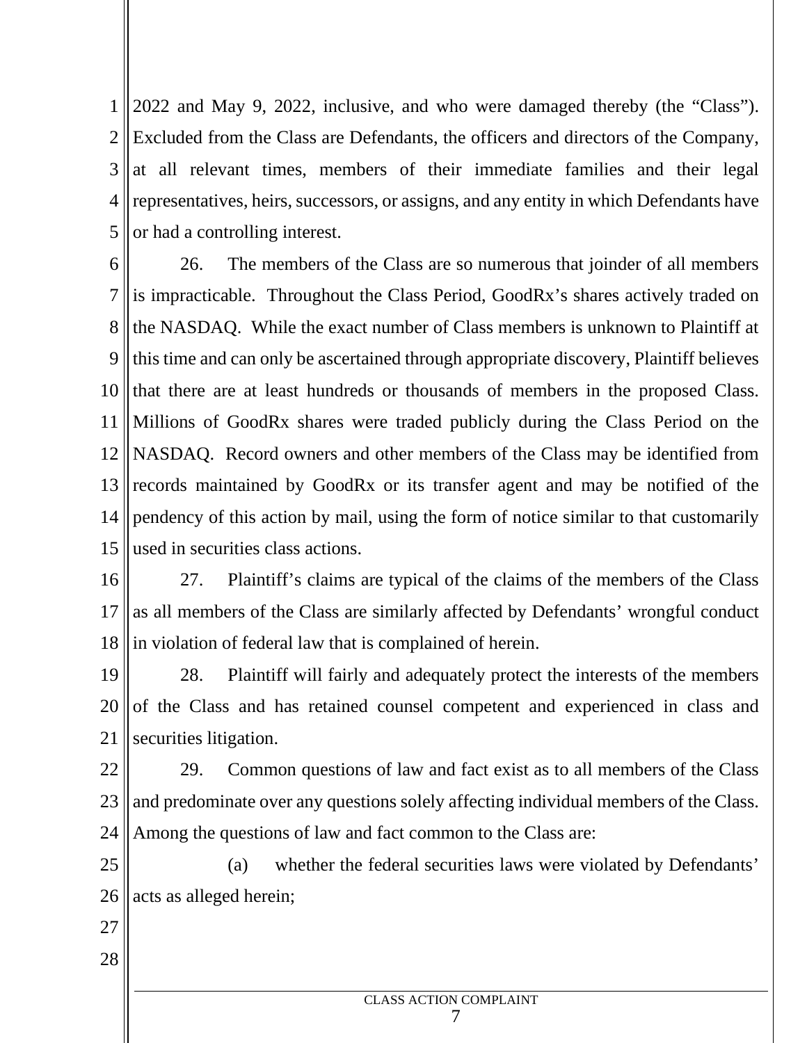2022 and May 9, 2022, inclusive, and who were damaged thereby (the "Class"). Excluded from the Class are Defendants, the officers and directors of the Company, at all relevant times, members of their immediate families and their legal representatives, heirs, successors, or assigns, and any entity in which Defendants have or had a controlling interest.

26. The members of the Class are so numerous that joinder of all members is impracticable. Throughout the Class Period, GoodRx's shares actively traded on the NASDAQ. While the exact number of Class members is unknown to Plaintiff at this time and can only be ascertained through appropriate discovery, Plaintiff believes that there are at least hundreds or thousands of members in the proposed Class. Millions of GoodRx shares were traded publicly during the Class Period on the NASDAQ. Record owners and other members of the Class may be identified from records maintained by GoodRx or its transfer agent and may be notified of the pendency of this action by mail, using the form of notice similar to that customarily used in securities class actions.

27. Plaintiff's claims are typical of the claims of the members of the Class as all members of the Class are similarly affected by Defendants' wrongful conduct in violation of federal law that is complained of herein.

28. Plaintiff will fairly and adequately protect the interests of the members of the Class and has retained counsel competent and experienced in class and securities litigation.

29. Common questions of law and fact exist as to all members of the Class and predominate over any questions solely affecting individual members of the Class. Among the questions of law and fact common to the Class are:

(a) whether the federal securities laws were violated by Defendants' acts as alleged herein;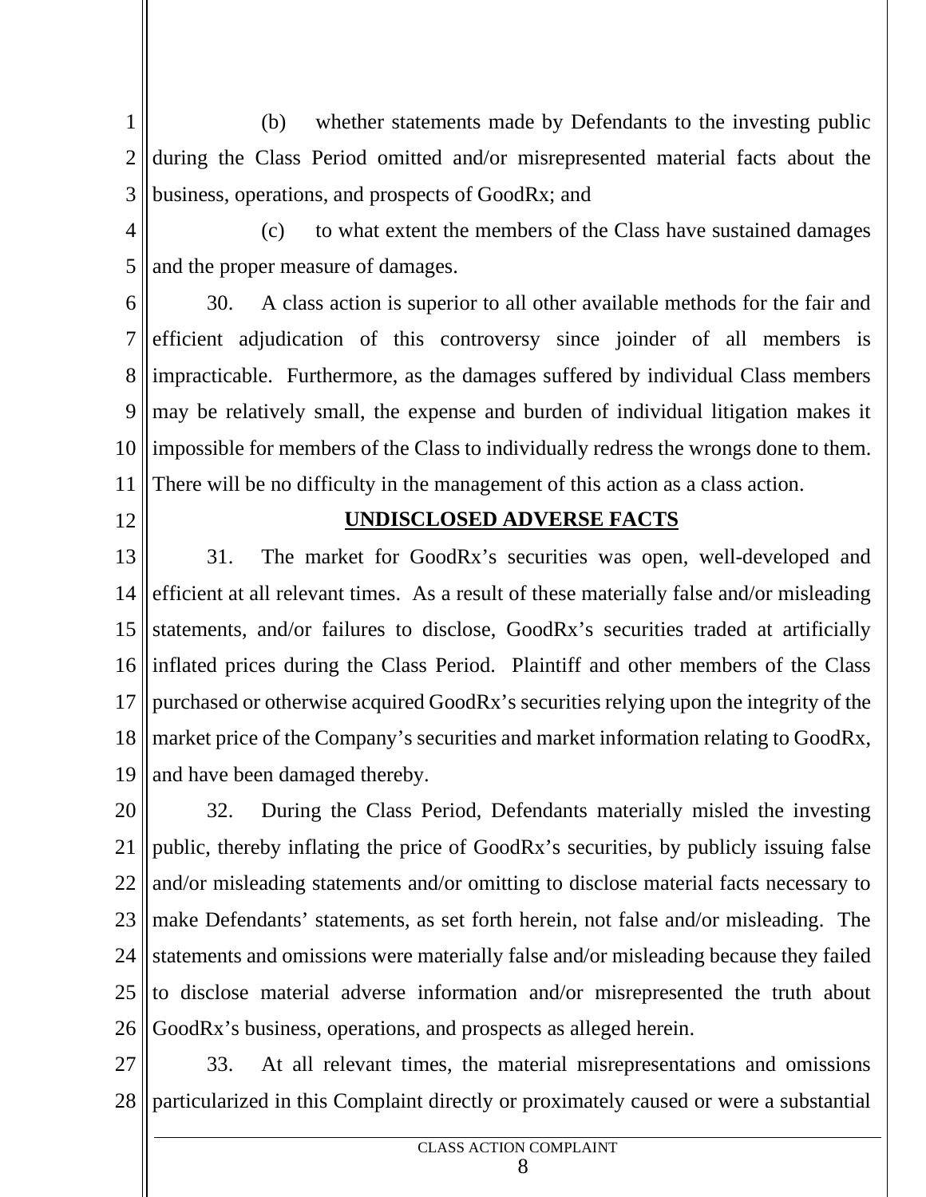(b) whether statements made by Defendants to the investing public during the Class Period omitted and/or misrepresented material facts about the business, operations, and prospects of GoodRx; and

(c) to what extent the members of the Class have sustained damages and the proper measure of damages.

30. A class action is superior to all other available methods for the fair and efficient adjudication of this controversy since joinder of all members is impracticable. Furthermore, as the damages suffered by individual Class members may be relatively small, the expense and burden of individual litigation makes it impossible for members of the Class to individually redress the wrongs done to them. There will be no difficulty in the management of this action as a class action.

## UNDISCLOSED ADVERSE FACTS

31. The market for GoodRx's securities was open, well-developed and efficient at all relevant times. As a result of these materially false and/or misleading statements, and/or failures to disclose, GoodRx's securities traded at artificially inflated prices during the Class Period. Plaintiff and other members of the Class purchased or otherwise acquired GoodRx's securities relying upon the integrity of the market price of the Company's securities and market information relating to GoodRx, and have been damaged thereby.

32. During the Class Period, Defendants materially misled the investing public, thereby inflating the price of GoodRx's securities, by publicly issuing false and/or misleading statements and/or omitting to disclose material facts necessary to make Defendants' statements, as set forth herein, not false and/or misleading. The statements and omissions were materially false and/or misleading because they failed to disclose material adverse information and/or misrepresented the truth about GoodRx's business, operations, and prospects as alleged herein.

33. At all relevant times, the material misrepresentations and omissions particularized in this Complaint directly or proximately caused or were a substantial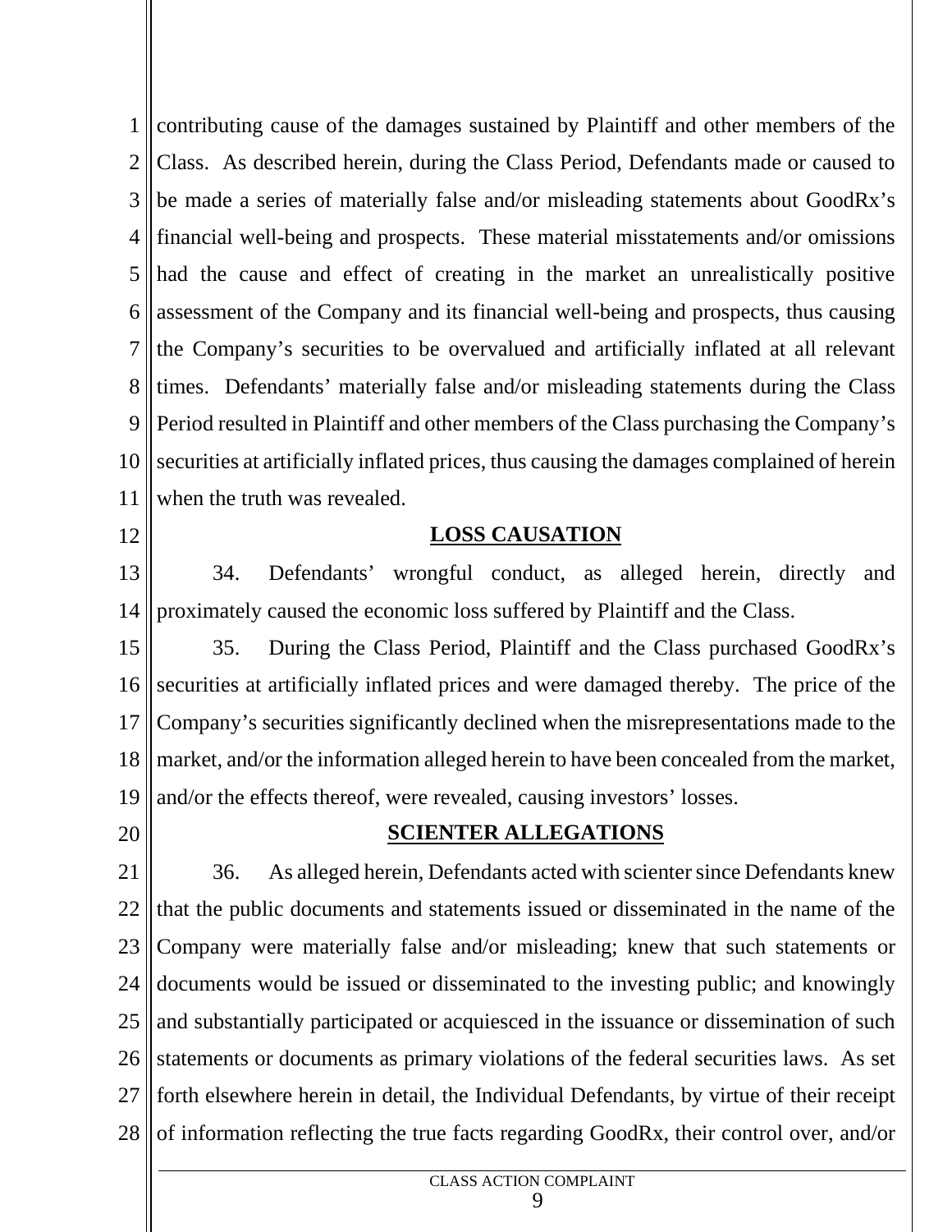contributing cause of the damages sustained by Plaintiff and other members of the Class. As described herein, during the Class Period, Defendants made or caused to be made a series of materially false and/or misleading statements about GoodRx's financial well-being and prospects. These material misstatements and/or omissions had the cause and effect of creating in the market an unrealistically positive assessment of the Company and its financial well-being and prospects, thus causing the Company's securities to be overvalued and artificially inflated at all relevant times. Defendants' materially false and/or misleading statements during the Class Period resulted in Plaintiff and other members of the Class purchasing the Company's securities at artificially inflated prices, thus causing the damages complained of herein when the truth was revealed.

## LOSS CAUSATION

34. Defendants' wrongful conduct, as alleged herein, directly and proximately caused the economic loss suffered by Plaintiff and the Class.

35. During the Class Period, Plaintiff and the Class purchased GoodRx's securities at artificially inflated prices and were damaged thereby. The price of the Company's securities significantly declined when the misrepresentations made to the market, and/or the information alleged herein to have been concealed from the market, and/or the effects thereof, were revealed, causing investors' losses.

## SCIENTER ALLEGATIONS

36. As alleged herein, Defendants acted with scienter since Defendants knew that the public documents and statements issued or disseminated in the name of the Company were materially false and/or misleading; knew that such statements or documents would be issued or disseminated to the investing public; and knowingly and substantially participated or acquiesced in the issuance or dissemination of such statements or documents as primary violations of the federal securities laws. As set forth elsewhere herein in detail, the Individual Defendants, by virtue of their receipt of information reflecting the true facts regarding GoodRx, their control over, and/or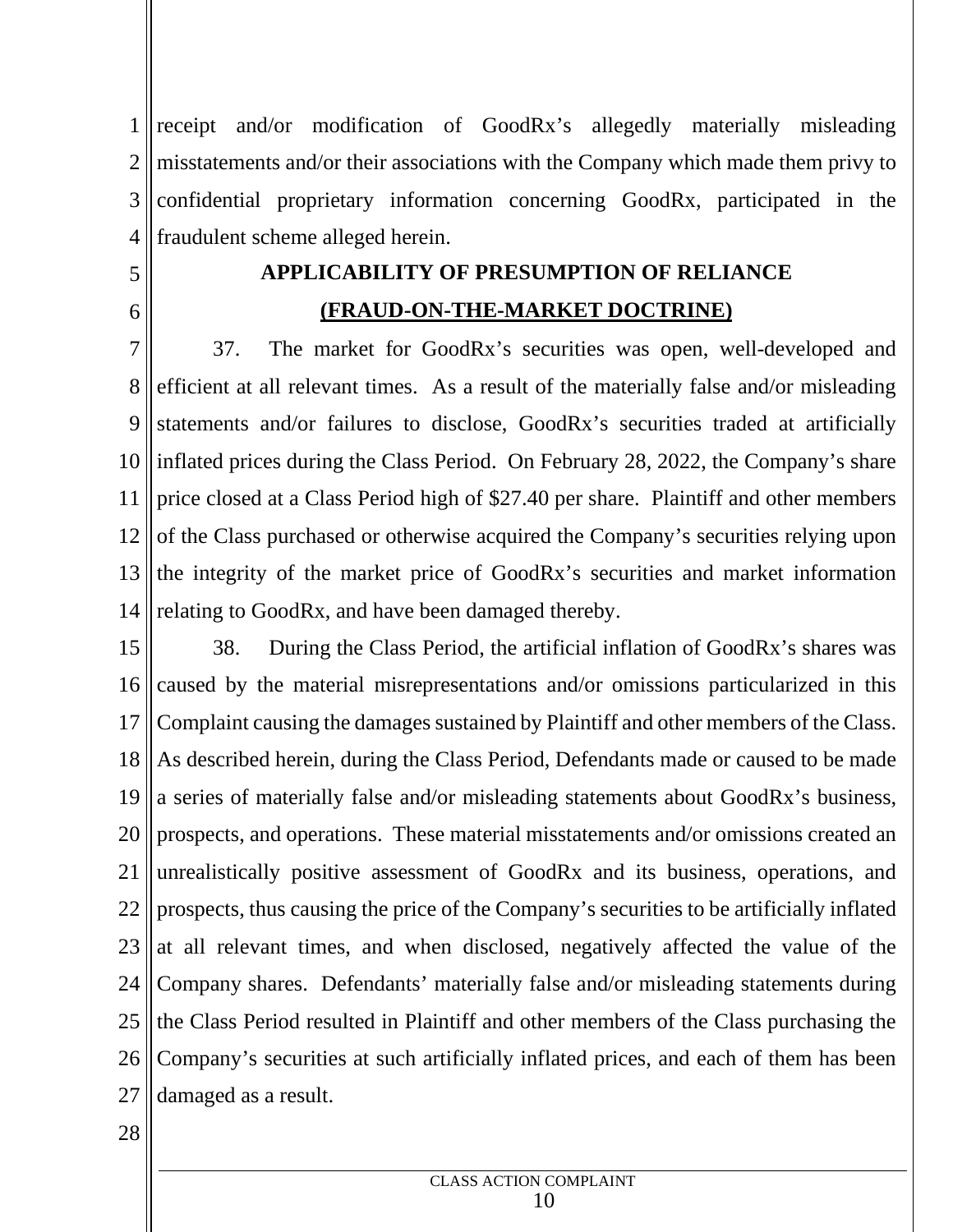receipt and/or modification of GoodRx's allegedly materially misleading misstatements and/or their associations with the Company which made them privy to confidential proprietary information concerning GoodRx, participated in the fraudulent scheme alleged herein.

## APPLICABILITY OF PRESUMPTION OF RELIANCE

## (FRAUD-ON-THE-MARKET DOCTRINE)

37. The market for GoodRx's securities was open, well-developed and efficient at all relevant times. As a result of the materially false and/or misleading statements and/or failures to disclose, GoodRx's securities traded at artificially inflated prices during the Class Period. On February 28, 2022, the Company's share price closed at a Class Period high of $27.40 per share. Plaintiff and other members of the Class purchased or otherwise acquired the Company's securities relying upon the integrity of the market price of GoodRx's securities and market information relating to GoodRx, and have been damaged thereby.

38. During the Class Period, the artificial inflation of GoodRx's shares was caused by the material misrepresentations and/or omissions particularized in this Complaint causing the damages sustained by Plaintiff and other members of the Class. As described herein, during the Class Period, Defendants made or caused to be made a series of materially false and/or misleading statements about GoodRx's business, prospects, and operations. These material misstatements and/or omissions created an unrealistically positive assessment of GoodRx and its business, operations, and prospects, thus causing the price of the Company's securities to be artificially inflated at all relevant times, and when disclosed, negatively affected the value of the Company shares. Defendants' materially false and/or misleading statements during the Class Period resulted in Plaintiff and other members of the Class purchasing the Company's securities at such artificially inflated prices, and each of them has been damaged as a result.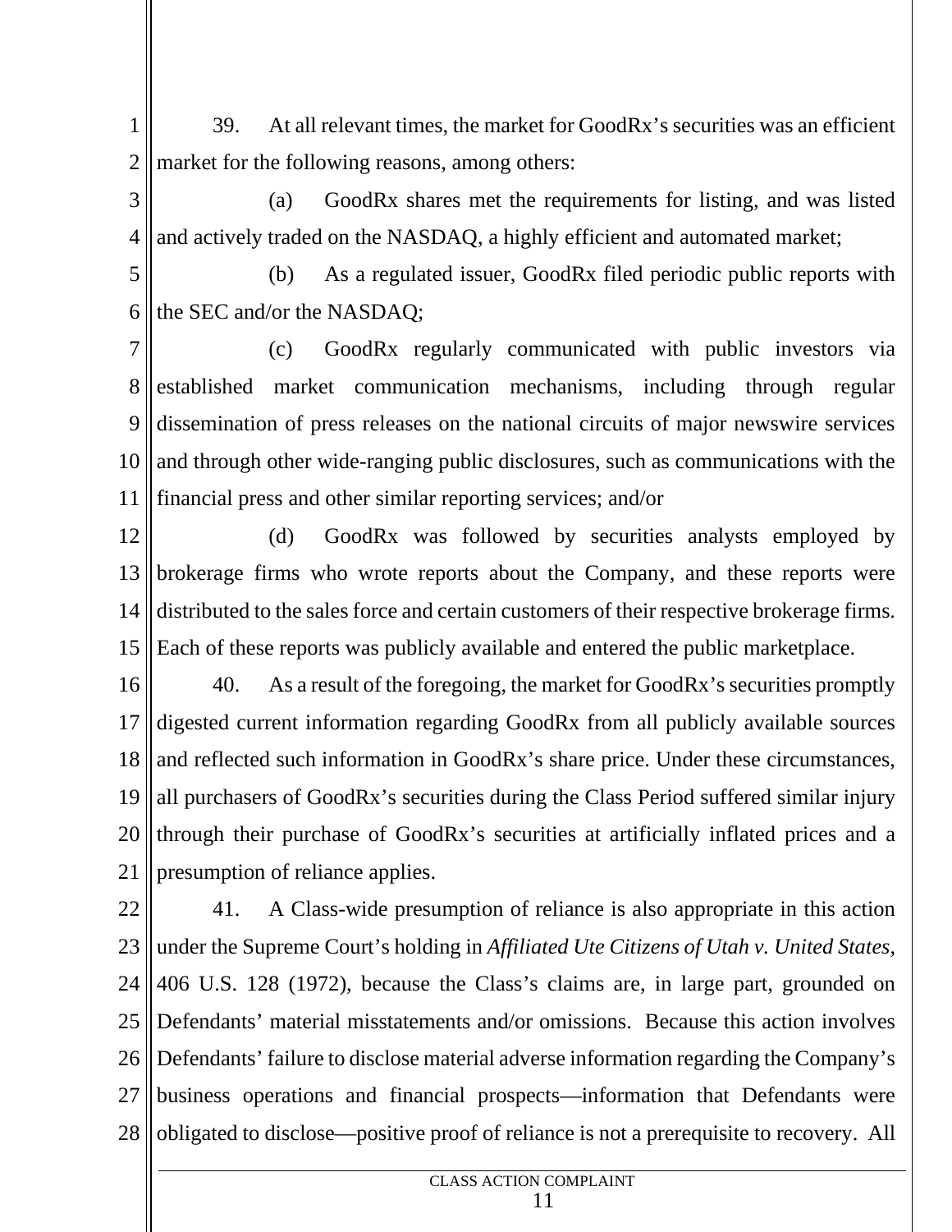39. At all relevant times, the market for GoodRx's securities was an efficient market for the following reasons, among others:

(a) GoodRx shares met the requirements for listing, and was listed and actively traded on the NASDAQ, a highly efficient and automated market;

(b) As a regulated issuer, GoodRx filed periodic public reports with the SEC and/or the NASDAQ;

(c) GoodRx regularly communicated with public investors via established market communication mechanisms, including through regular dissemination of press releases on the national circuits of major newswire services and through other wide-ranging public disclosures, such as communications with the financial press and other similar reporting services; and/or

(d) GoodRx was followed by securities analysts employed by brokerage firms who wrote reports about the Company, and these reports were distributed to the sales force and certain customers of their respective brokerage firms. Each of these reports was publicly available and entered the public marketplace.

40. As a result of the foregoing, the market for GoodRx's securities promptly digested current information regarding GoodRx from all publicly available sources and reflected such information in GoodRx's share price. Under these circumstances, all purchasers of GoodRx's securities during the Class Period suffered similar injury through their purchase of GoodRx's securities at artificially inflated prices and a presumption of reliance applies.

41. A Class-wide presumption of reliance is also appropriate in this action under the Supreme Court's holding in *Affiliated Ute Citizens of Utah v. United States*, 406 U.S. 128 (1972), because the Class's claims are, in large part, grounded on Defendants' material misstatements and/or omissions. Because this action involves Defendants' failure to disclose material adverse information regarding the Company's business operations and financial prospects—information that Defendants were obligated to disclose—positive proof of reliance is not a prerequisite to recovery. All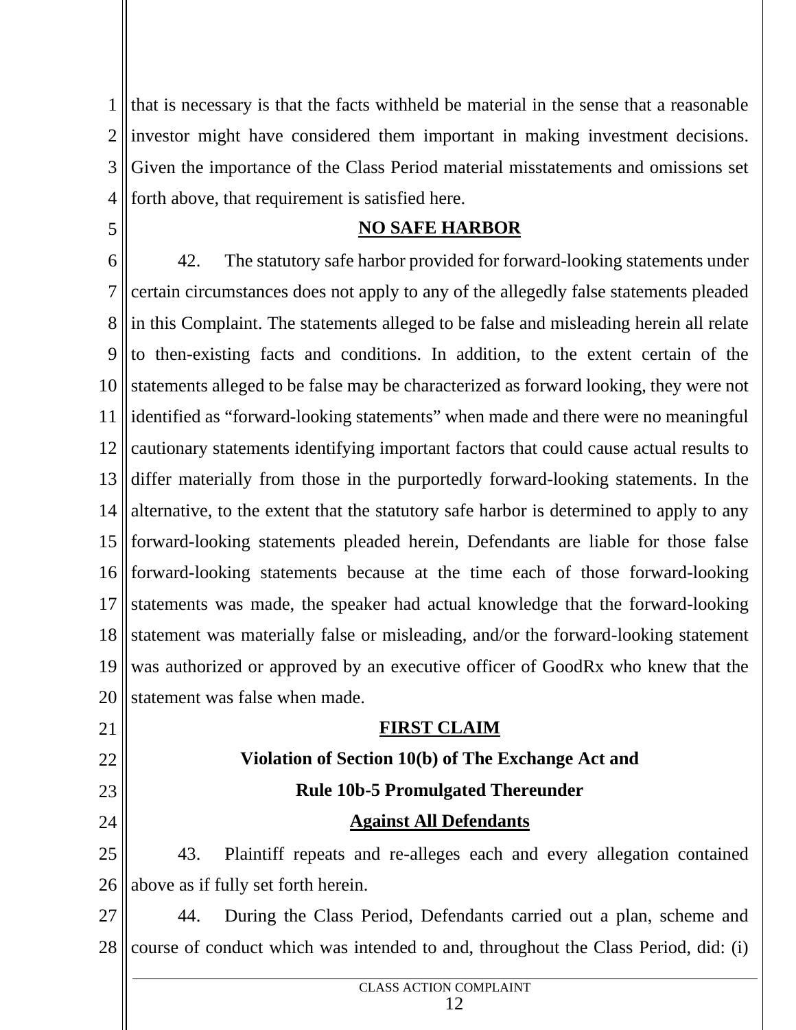that is necessary is that the facts withheld be material in the sense that a reasonable investor might have considered them important in making investment decisions. Given the importance of the Class Period material misstatements and omissions set forth above, that requirement is satisfied here.

## NO SAFE HARBOR

42. The statutory safe harbor provided for forward-looking statements under certain circumstances does not apply to any of the allegedly false statements pleaded in this Complaint. The statements alleged to be false and misleading herein all relate to then-existing facts and conditions. In addition, to the extent certain of the statements alleged to be false may be characterized as forward looking, they were not identified as "forward-looking statements" when made and there were no meaningful cautionary statements identifying important factors that could cause actual results to differ materially from those in the purportedly forward-looking statements. In the alternative, to the extent that the statutory safe harbor is determined to apply to any forward-looking statements pleaded herein, Defendants are liable for those false forward-looking statements because at the time each of those forward-looking statements was made, the speaker had actual knowledge that the forward-looking statement was materially false or misleading, and/or the forward-looking statement was authorized or approved by an executive officer of GoodRx who knew that the statement was false when made.

## FIRST CLAIM

**Violation of Section 10(b) of The Exchange Act and**

**Rule 10b-5 Promulgated Thereunder**

**Against All Defendants**

43. Plaintiff repeats and re-alleges each and every allegation contained above as if fully set forth herein.

44. During the Class Period, Defendants carried out a plan, scheme and course of conduct which was intended to and, throughout the Class Period, did: (i)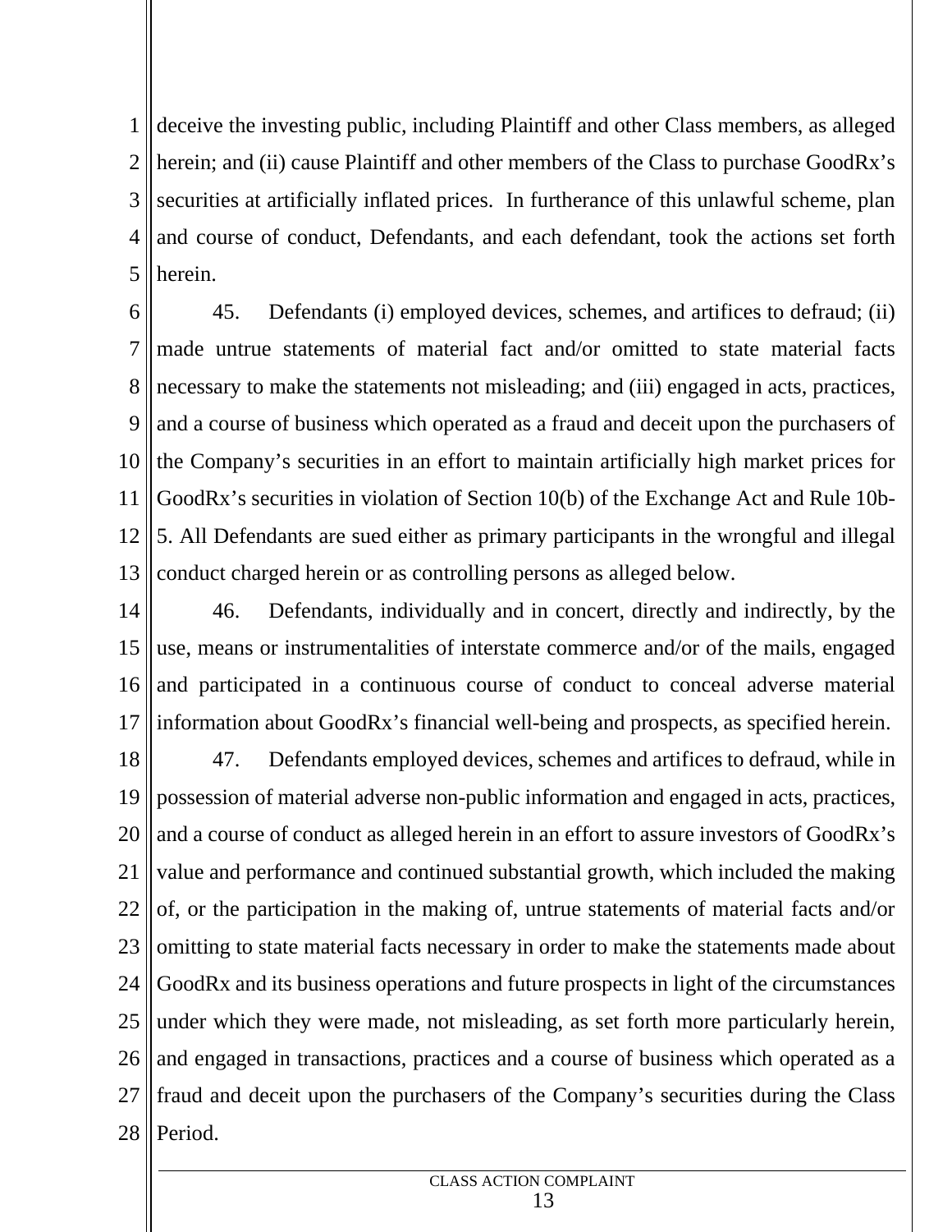deceive the investing public, including Plaintiff and other Class members, as alleged herein; and (ii) cause Plaintiff and other members of the Class to purchase GoodRx's securities at artificially inflated prices. In furtherance of this unlawful scheme, plan and course of conduct, Defendants, and each defendant, took the actions set forth herein.

45. Defendants (i) employed devices, schemes, and artifices to defraud; (ii) made untrue statements of material fact and/or omitted to state material facts necessary to make the statements not misleading; and (iii) engaged in acts, practices, and a course of business which operated as a fraud and deceit upon the purchasers of the Company's securities in an effort to maintain artificially high market prices for GoodRx's securities in violation of Section 10(b) of the Exchange Act and Rule 10b-5. All Defendants are sued either as primary participants in the wrongful and illegal conduct charged herein or as controlling persons as alleged below.

46. Defendants, individually and in concert, directly and indirectly, by the use, means or instrumentalities of interstate commerce and/or of the mails, engaged and participated in a continuous course of conduct to conceal adverse material information about GoodRx's financial well-being and prospects, as specified herein.

47. Defendants employed devices, schemes and artifices to defraud, while in possession of material adverse non-public information and engaged in acts, practices, and a course of conduct as alleged herein in an effort to assure investors of GoodRx's value and performance and continued substantial growth, which included the making of, or the participation in the making of, untrue statements of material facts and/or omitting to state material facts necessary in order to make the statements made about GoodRx and its business operations and future prospects in light of the circumstances under which they were made, not misleading, as set forth more particularly herein, and engaged in transactions, practices and a course of business which operated as a fraud and deceit upon the purchasers of the Company's securities during the Class Period.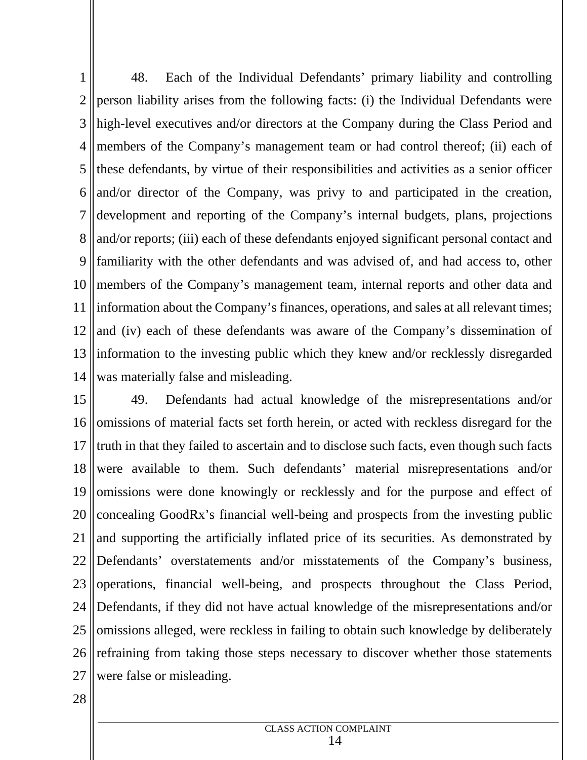48. Each of the Individual Defendants' primary liability and controlling person liability arises from the following facts: (i) the Individual Defendants were high-level executives and/or directors at the Company during the Class Period and members of the Company's management team or had control thereof; (ii) each of these defendants, by virtue of their responsibilities and activities as a senior officer and/or director of the Company, was privy to and participated in the creation, development and reporting of the Company's internal budgets, plans, projections and/or reports; (iii) each of these defendants enjoyed significant personal contact and familiarity with the other defendants and was advised of, and had access to, other members of the Company's management team, internal reports and other data and information about the Company's finances, operations, and sales at all relevant times; and (iv) each of these defendants was aware of the Company's dissemination of information to the investing public which they knew and/or recklessly disregarded was materially false and misleading.

49. Defendants had actual knowledge of the misrepresentations and/or omissions of material facts set forth herein, or acted with reckless disregard for the truth in that they failed to ascertain and to disclose such facts, even though such facts were available to them. Such defendants' material misrepresentations and/or omissions were done knowingly or recklessly and for the purpose and effect of concealing GoodRx's financial well-being and prospects from the investing public and supporting the artificially inflated price of its securities. As demonstrated by Defendants' overstatements and/or misstatements of the Company's business, operations, financial well-being, and prospects throughout the Class Period, Defendants, if they did not have actual knowledge of the misrepresentations and/or omissions alleged, were reckless in failing to obtain such knowledge by deliberately refraining from taking those steps necessary to discover whether those statements were false or misleading.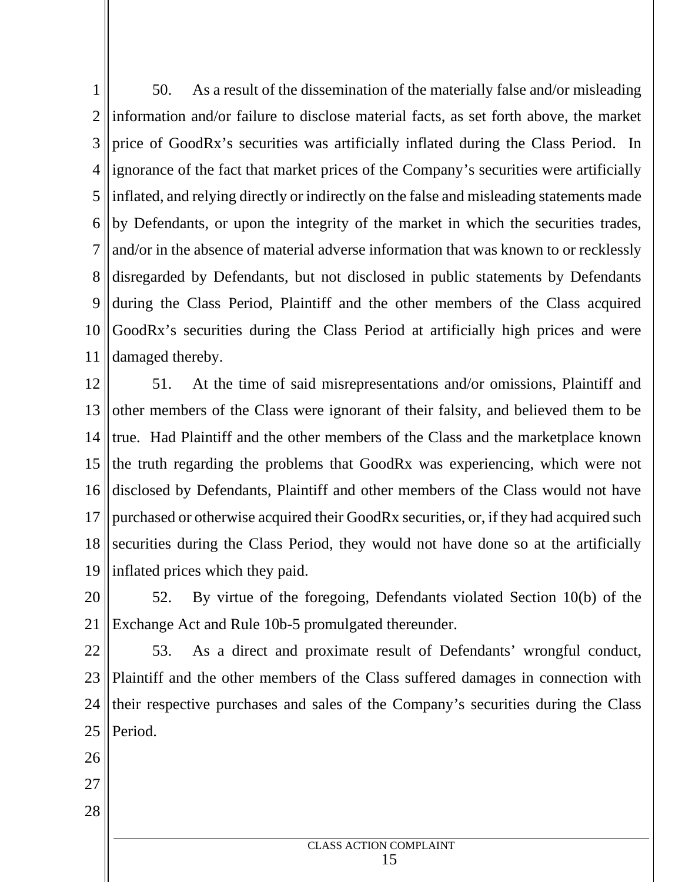50. As a result of the dissemination of the materially false and/or misleading information and/or failure to disclose material facts, as set forth above, the market price of GoodRx's securities was artificially inflated during the Class Period. In ignorance of the fact that market prices of the Company's securities were artificially inflated, and relying directly or indirectly on the false and misleading statements made by Defendants, or upon the integrity of the market in which the securities trades, and/or in the absence of material adverse information that was known to or recklessly disregarded by Defendants, but not disclosed in public statements by Defendants during the Class Period, Plaintiff and the other members of the Class acquired GoodRx's securities during the Class Period at artificially high prices and were damaged thereby.

51. At the time of said misrepresentations and/or omissions, Plaintiff and other members of the Class were ignorant of their falsity, and believed them to be true. Had Plaintiff and the other members of the Class and the marketplace known the truth regarding the problems that GoodRx was experiencing, which were not disclosed by Defendants, Plaintiff and other members of the Class would not have purchased or otherwise acquired their GoodRx securities, or, if they had acquired such securities during the Class Period, they would not have done so at the artificially inflated prices which they paid.

52. By virtue of the foregoing, Defendants violated Section 10(b) of the Exchange Act and Rule 10b-5 promulgated thereunder.

53. As a direct and proximate result of Defendants' wrongful conduct, Plaintiff and the other members of the Class suffered damages in connection with their respective purchases and sales of the Company's securities during the Class Period.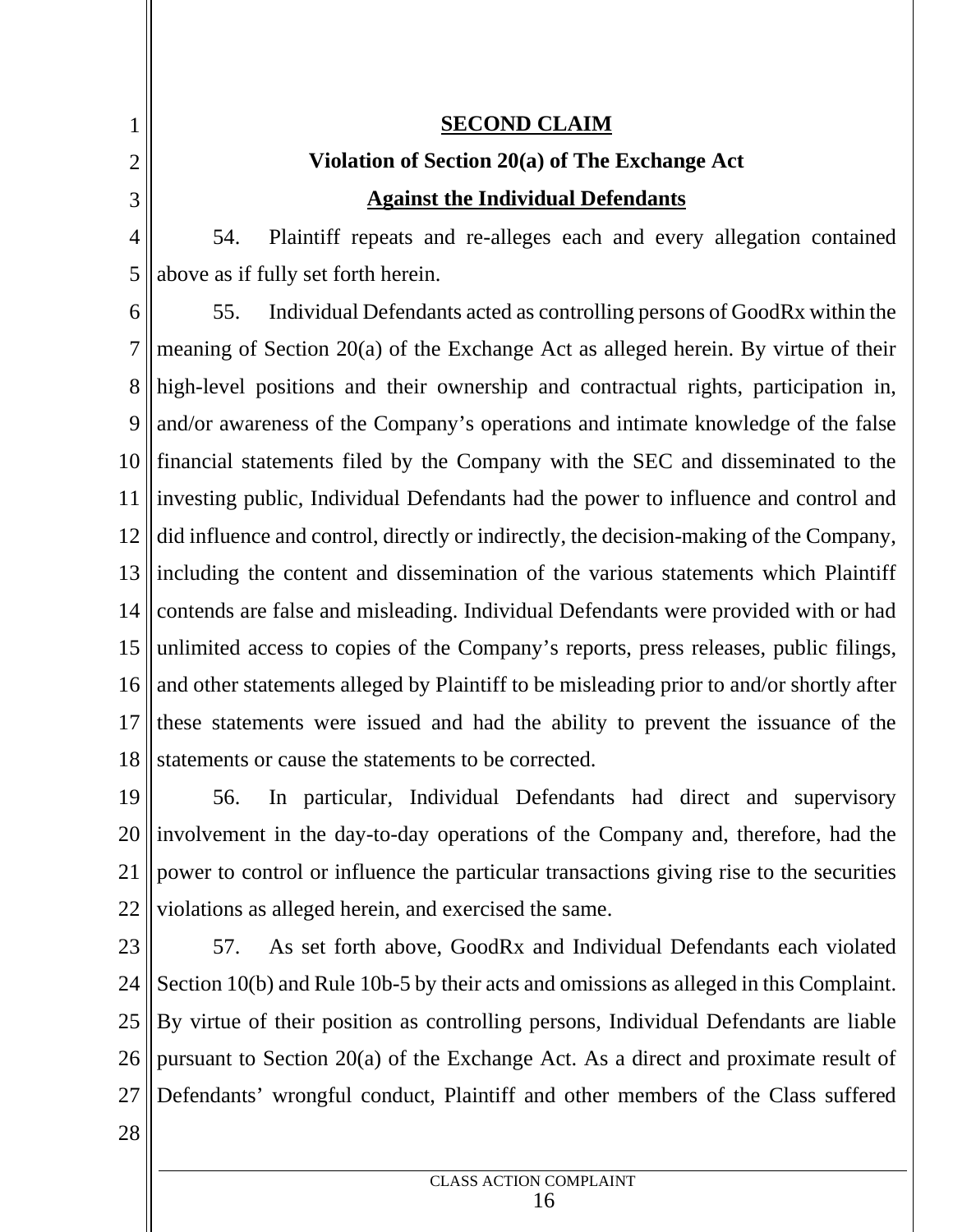**SECOND CLAIM**

**Violation of Section 20(a) of The Exchange Act**

**Against the Individual Defendants**

54. Plaintiff repeats and re-alleges each and every allegation contained above as if fully set forth herein.

55. Individual Defendants acted as controlling persons of GoodRx within the meaning of Section 20(a) of the Exchange Act as alleged herein. By virtue of their high-level positions and their ownership and contractual rights, participation in, and/or awareness of the Company's operations and intimate knowledge of the false financial statements filed by the Company with the SEC and disseminated to the investing public, Individual Defendants had the power to influence and control and did influence and control, directly or indirectly, the decision-making of the Company, including the content and dissemination of the various statements which Plaintiff contends are false and misleading. Individual Defendants were provided with or had unlimited access to copies of the Company's reports, press releases, public filings, and other statements alleged by Plaintiff to be misleading prior to and/or shortly after these statements were issued and had the ability to prevent the issuance of the statements or cause the statements to be corrected.

56. In particular, Individual Defendants had direct and supervisory involvement in the day-to-day operations of the Company and, therefore, had the power to control or influence the particular transactions giving rise to the securities violations as alleged herein, and exercised the same.

57. As set forth above, GoodRx and Individual Defendants each violated Section 10(b) and Rule 10b-5 by their acts and omissions as alleged in this Complaint. By virtue of their position as controlling persons, Individual Defendants are liable pursuant to Section 20(a) of the Exchange Act. As a direct and proximate result of Defendants' wrongful conduct, Plaintiff and other members of the Class suffered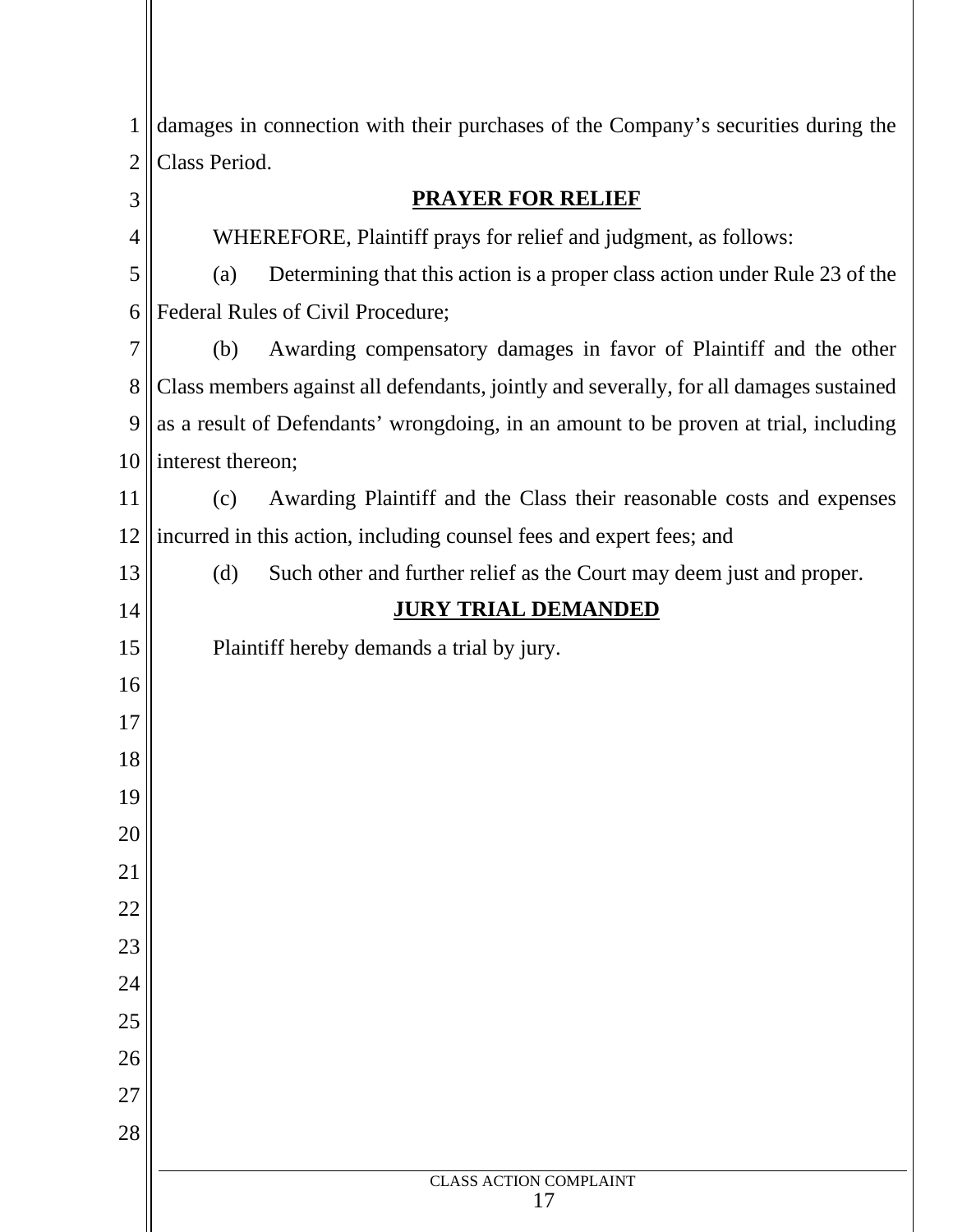damages in connection with their purchases of the Company's securities during the Class Period.

## PRAYER FOR RELIEF

WHEREFORE, Plaintiff prays for relief and judgment, as follows:

(a) Determining that this action is a proper class action under Rule 23 of the Federal Rules of Civil Procedure;

(b) Awarding compensatory damages in favor of Plaintiff and the other Class members against all defendants, jointly and severally, for all damages sustained as a result of Defendants' wrongdoing, in an amount to be proven at trial, including interest thereon;

(c) Awarding Plaintiff and the Class their reasonable costs and expenses incurred in this action, including counsel fees and expert fees; and

(d) Such other and further relief as the Court may deem just and proper.

## JURY TRIAL DEMANDED

Plaintiff hereby demands a trial by jury.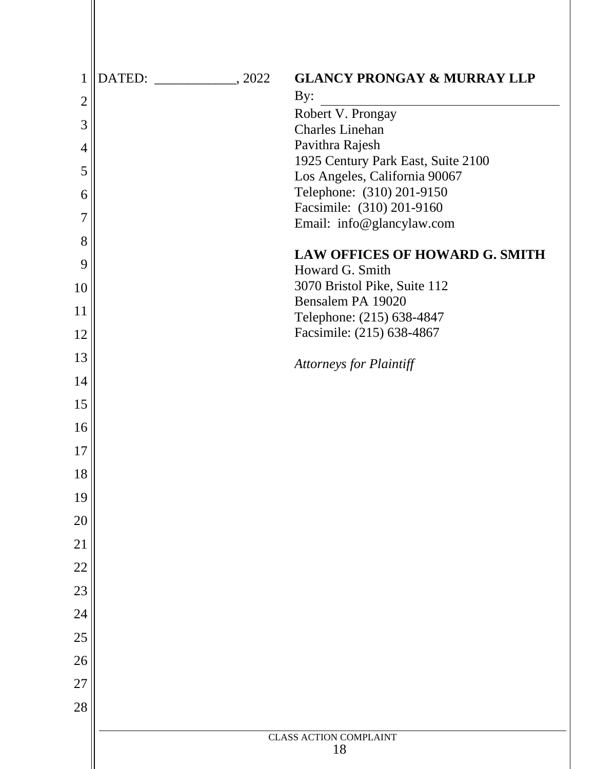DATED: ____________, 2022

**GLANCY PRONGAY & MURRAY LLP**

By: ___________________________

Robert V. Prongay
Charles Linehan
Pavithra Rajesh
1925 Century Park East, Suite 2100
Los Angeles, California 90067
Telephone: (310) 201-9150
Facsimile: (310) 201-9160
Email: info@glancylaw.com

**LAW OFFICES OF HOWARD G. SMITH**
Howard G. Smith
3070 Bristol Pike, Suite 112
Bensalem PA 19020
Telephone: (215) 638-4847
Facsimile: (215) 638-4867

*Attorneys for Plaintiff*